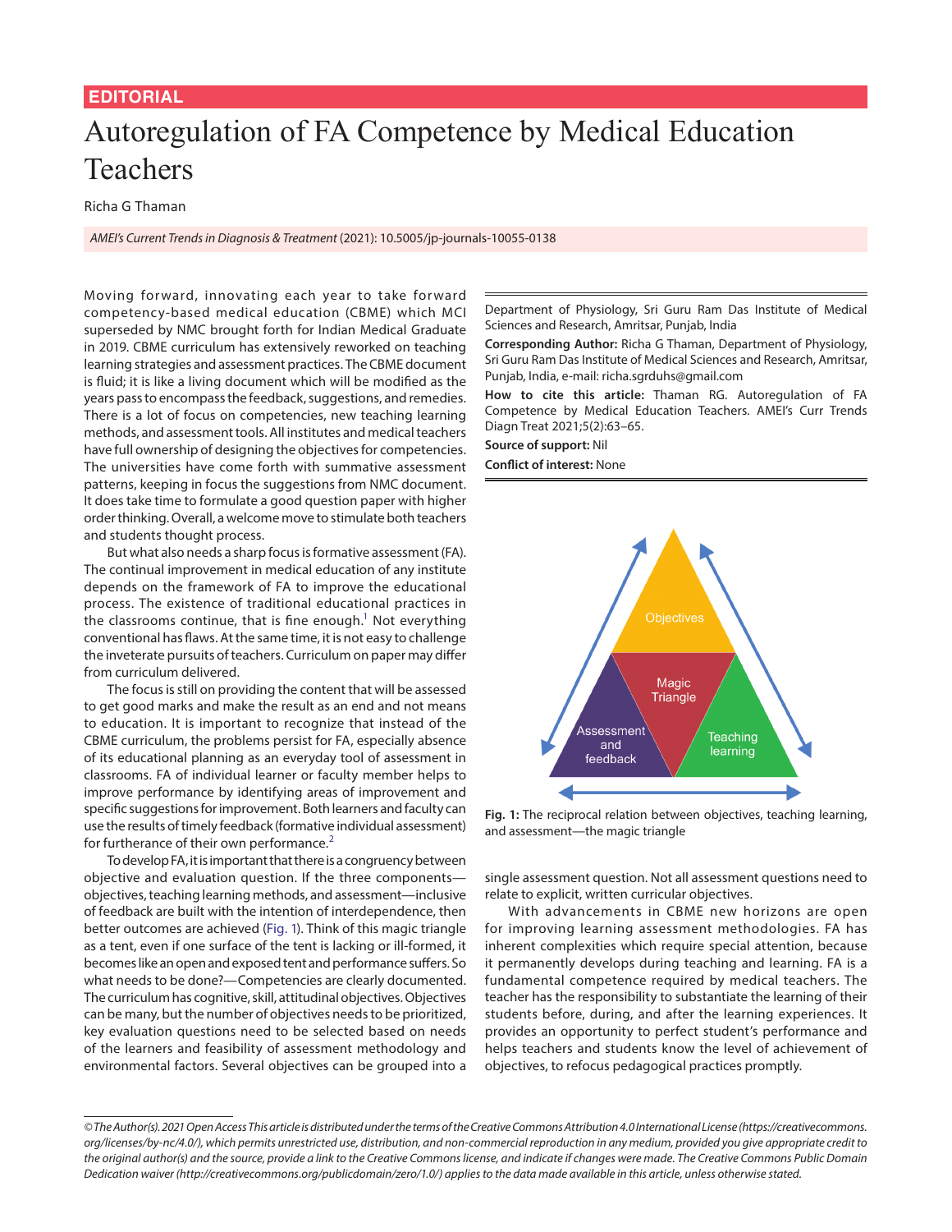EDITORIAL

# Autoregulation of FA Competence by Medical Education Teachers

Richa G Thaman

*AMEI's Current Trends in Diagnosis & Treatment* (2021): 10.5005/jp-journals-10055-0138

Department of Physiology, Sri Guru Ram Das Institute of Medical Sciences and Research, Amritsar, Punjab, India

**Corresponding Author:** Richa G Thaman, Department of Physiology, Sri Guru Ram Das Institute of Medical Sciences and Research, Amritsar, Punjab, India, e-mail: richa.sgrduhs@gmail.com

**How to cite this article:** Thaman RG. Autoregulation of FA Competence by Medical Education Teachers. AMEI's Curr Trends Diagn Treat 2021;5(2):63–65.

**Source of support:** Nil

**Conflict of interest:** None

Moving forward, innovating each year to take forward competency-based medical education (CBME) which MCI superseded by NMC brought forth for Indian Medical Graduate in 2019. CBME curriculum has extensively reworked on teaching learning strategies and assessment practices. The CBME document is fluid; it is like a living document which will be modified as the years pass to encompass the feedback, suggestions, and remedies. There is a lot of focus on competencies, new teaching learning methods, and assessment tools. All institutes and medical teachers have full ownership of designing the objectives for competencies. The universities have come forth with summative assessment patterns, keeping in focus the suggestions from NMC document. It does take time to formulate a good question paper with higher order thinking. Overall, a welcome move to stimulate both teachers and students thought process.

But what also needs a sharp focus is formative assessment (FA). The continual improvement in medical education of any institute depends on the framework of FA to improve the educational process. The existence of traditional educational practices in the classrooms continue, that is fine enough.[1] Not everything conventional has flaws. At the same time, it is not easy to challenge the inveterate pursuits of teachers. Curriculum on paper may differ from curriculum delivered.

The focus is still on providing the content that will be assessed to get good marks and make the result as an end and not means to education. It is important to recognize that instead of the CBME curriculum, the problems persist for FA, especially absence of its educational planning as an everyday tool of assessment in classrooms. FA of individual learner or faculty member helps to improve performance by identifying areas of improvement and specific suggestions for improvement. Both learners and faculty can use the results of timely feedback (formative individual assessment) for furtherance of their own performance.[2]

To develop FA, it is important that there is a congruency between objective and evaluation question. If the three components—objectives, teaching learning methods, and assessment—inclusive of feedback are built with the intention of interdependence, then better outcomes are achieved (Fig. 1). Think of this magic triangle as a tent, even if one surface of the tent is lacking or ill-formed, it becomes like an open and exposed tent and performance suffers. So what needs to be done?—Competencies are clearly documented. The curriculum has cognitive, skill, attitudinal objectives. Objectives can be many, but the number of objectives needs to be prioritized, key evaluation questions need to be selected based on needs of the learners and feasibility of assessment methodology and environmental factors. Several objectives can be grouped into a single assessment question. Not all assessment questions need to relate to explicit, written curricular objectives.

**Fig. 1:** The reciprocal relation between objectives, teaching learning, and assessment—the magic triangle

With advancements in CBME new horizons are open for improving learning assessment methodologies. FA has inherent complexities which require special attention, because it permanently develops during teaching and learning. FA is a fundamental competence required by medical teachers. The teacher has the responsibility to substantiate the learning of their students before, during, and after the learning experiences. It provides an opportunity to perfect student's performance and helps teachers and students know the level of achievement of objectives, to refocus pedagogical practices promptly.

*© The Author(s). 2021 Open Access This article is distributed under the terms of the Creative Commons Attribution 4.0 International License (https://creativecommons.org/licenses/by-nc/4.0/), which permits unrestricted use, distribution, and non-commercial reproduction in any medium, provided you give appropriate credit to the original author(s) and the source, provide a link to the Creative Commons license, and indicate if changes were made. The Creative Commons Public Domain Dedication waiver (http://creativecommons.org/publicdomain/zero/1.0/) applies to the data made available in this article, unless otherwise stated.*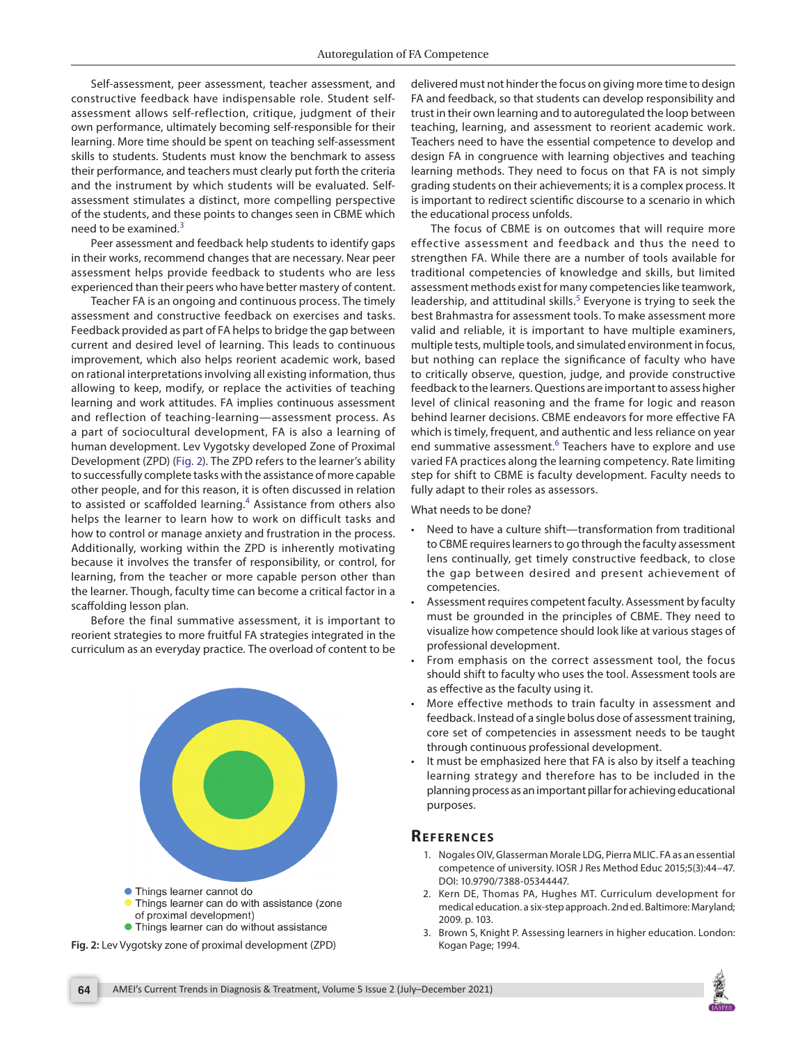Self-assessment, peer assessment, teacher assessment, and constructive feedback have indispensable role. Student self-assessment allows self-reflection, critique, judgment of their own performance, ultimately becoming self-responsible for their learning. More time should be spent on teaching self-assessment skills to students. Students must know the benchmark to assess their performance, and teachers must clearly put forth the criteria and the instrument by which students will be evaluated. Self-assessment stimulates a distinct, more compelling perspective of the students, and these points to changes seen in CBME which need to be examined.[3]

Peer assessment and feedback help students to identify gaps in their works, recommend changes that are necessary. Near peer assessment helps provide feedback to students who are less experienced than their peers who have better mastery of content.

Teacher FA is an ongoing and continuous process. The timely assessment and constructive feedback on exercises and tasks. Feedback provided as part of FA helps to bridge the gap between current and desired level of learning. This leads to continuous improvement, which also helps reorient academic work, based on rational interpretations involving all existing information, thus allowing to keep, modify, or replace the activities of teaching learning and work attitudes. FA implies continuous assessment and reflection of teaching-learning—assessment process. As a part of sociocultural development, FA is also a learning of human development. Lev Vygotsky developed Zone of Proximal Development (ZPD) (Fig. 2). The ZPD refers to the learner's ability to successfully complete tasks with the assistance of more capable other people, and for this reason, it is often discussed in relation to assisted or scaffolded learning.[4] Assistance from others also helps the learner to learn how to work on difficult tasks and how to control or manage anxiety and frustration in the process. Additionally, working within the ZPD is inherently motivating because it involves the transfer of responsibility, or control, for learning, from the teacher or more capable person other than the learner. Though, faculty time can become a critical factor in a scaffolding lesson plan.

Before the final summative assessment, it is important to reorient strategies to more fruitful FA strategies integrated in the curriculum as an everyday practice. The overload of content to be delivered must not hinder the focus on giving more time to design FA and feedback, so that students can develop responsibility and trust in their own learning and to autoregulated the loop between teaching, learning, and assessment to reorient academic work. Teachers need to have the essential competence to develop and design FA in congruence with learning objectives and teaching learning methods. They need to focus on that FA is not simply grading students on their achievements; it is a complex process. It is important to redirect scientific discourse to a scenario in which the educational process unfolds.

- Things learner cannot do
- Things learner can do with assistance (zone of proximal development)
- Things learner can do without assistance

**Fig. 2:** Lev Vygotsky zone of proximal development (ZPD)

The focus of CBME is on outcomes that will require more effective assessment and feedback and thus the need to strengthen FA. While there are a number of tools available for traditional competencies of knowledge and skills, but limited assessment methods exist for many competencies like teamwork, leadership, and attitudinal skills.[5] Everyone is trying to seek the best Brahmastra for assessment tools. To make assessment more valid and reliable, it is important to have multiple examiners, multiple tests, multiple tools, and simulated environment in focus, but nothing can replace the significance of faculty who have to critically observe, question, judge, and provide constructive feedback to the learners. Questions are important to assess higher level of clinical reasoning and the frame for logic and reason behind learner decisions. CBME endeavors for more effective FA which is timely, frequent, and authentic and less reliance on year end summative assessment.[6] Teachers have to explore and use varied FA practices along the learning competency. Rate limiting step for shift to CBME is faculty development. Faculty needs to fully adapt to their roles as assessors.

What needs to be done?

- Need to have a culture shift—transformation from traditional to CBME requires learners to go through the faculty assessment lens continually, get timely constructive feedback, to close the gap between desired and present achievement of competencies.
- Assessment requires competent faculty. Assessment by faculty must be grounded in the principles of CBME. They need to visualize how competence should look like at various stages of professional development.
- From emphasis on the correct assessment tool, the focus should shift to faculty who uses the tool. Assessment tools are as effective as the faculty using it.
- More effective methods to train faculty in assessment and feedback. Instead of a single bolus dose of assessment training, core set of competencies in assessment needs to be taught through continuous professional development.
- It must be emphasized here that FA is also by itself a teaching learning strategy and therefore has to be included in the planning process as an important pillar for achieving educational purposes.

## References

1. Nogales OIV, Glasserman Morale LDG, Pierra MLIC. FA as an essential competence of university. IOSR J Res Method Educ 2015;5(3):44–47. DOI: 10.9790/7388-05344447.
2. Kern DE, Thomas PA, Hughes MT. Curriculum development for medical education. a six-step approach. 2nd ed. Baltimore: Maryland; 2009. p. 103.
3. Brown S, Knight P. Assessing learners in higher education. London: Kogan Page; 1994.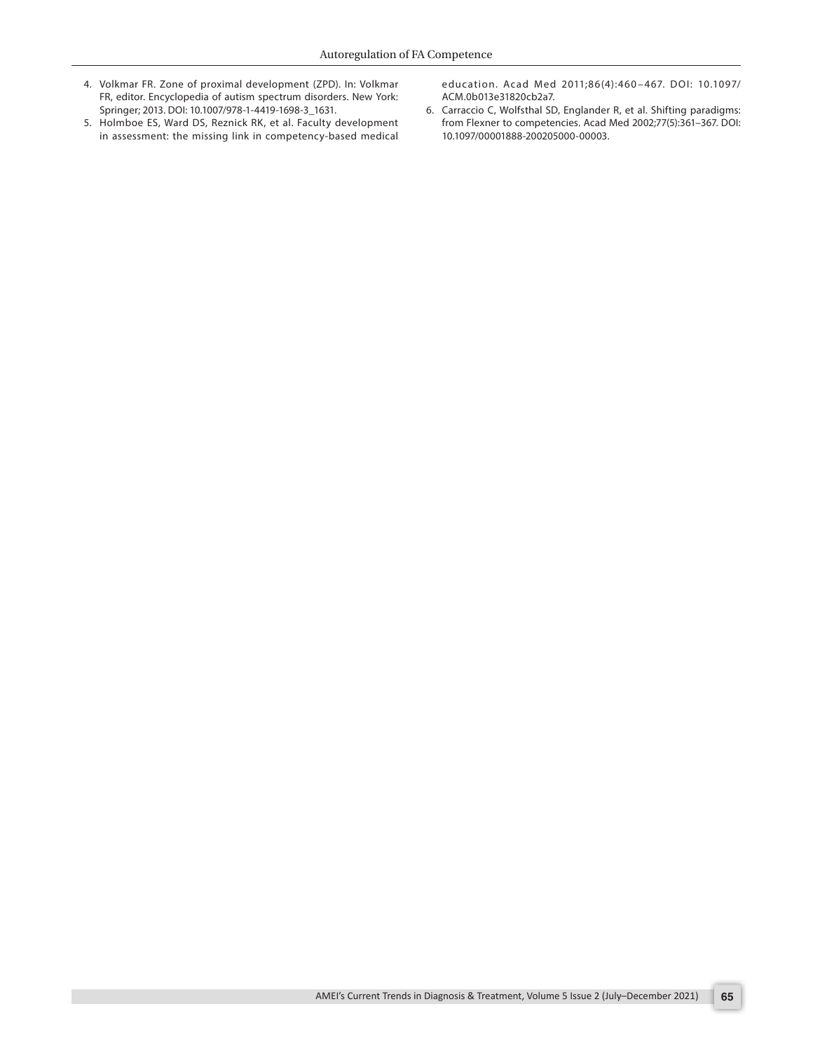4. Volkmar FR. Zone of proximal development (ZPD). In: Volkmar FR, editor. Encyclopedia of autism spectrum disorders. New York: Springer; 2013. DOI: 10.1007/978-1-4419-1698-3_1631.
5. Holmboe ES, Ward DS, Reznick RK, et al. Faculty development in assessment: the missing link in competency-based medical education. Acad Med 2011;86(4):460–467. DOI: 10.1097/ACM.0b013e31820cb2a7.
6. Carraccio C, Wolfsthal SD, Englander R, et al. Shifting paradigms: from Flexner to competencies. Acad Med 2002;77(5):361–367. DOI: 10.1097/00001888-200205000-00003.